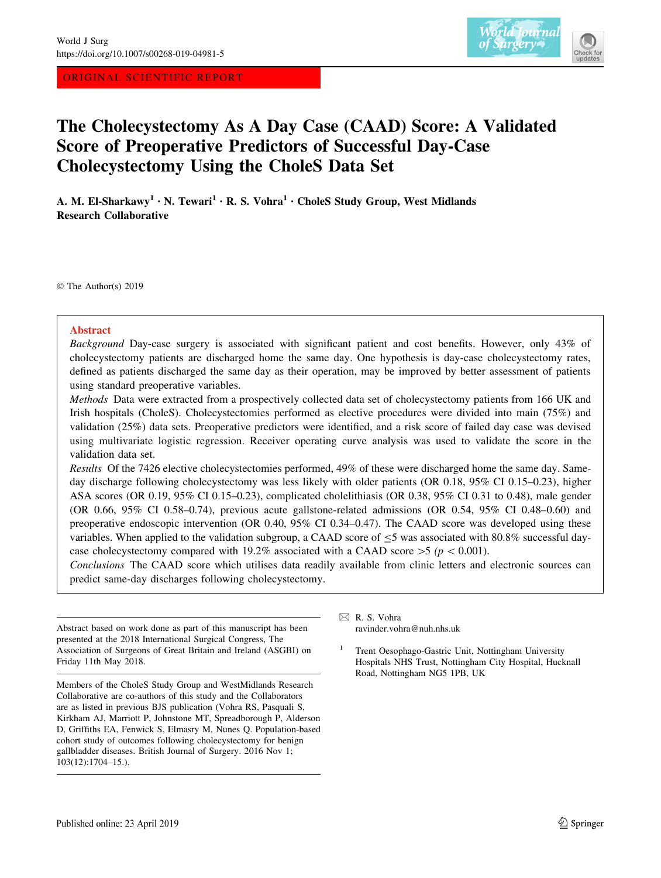ORIGINAL SCIENTIFIC REPORT

# The Cholecystectomy As A Day Case (CAAD) Score: A Validated Score of Preoperative Predictors of Successful Day-Case Cholecystectomy Using the CholeS Data Set

**A. M. El-Sharkawy[1] · N. Tewari[1] · R. S. Vohra[1] · CholeS Study Group, West Midlands Research Collaborative**

© The Author(s) 2019

## Abstract

*Background* Day-case surgery is associated with significant patient and cost benefits. However, only 43% of cholecystectomy patients are discharged home the same day. One hypothesis is day-case cholecystectomy rates, defined as patients discharged the same day as their operation, may be improved by better assessment of patients using standard preoperative variables.

*Methods* Data were extracted from a prospectively collected data set of cholecystectomy patients from 166 UK and Irish hospitals (CholeS). Cholecystectomies performed as elective procedures were divided into main (75%) and validation (25%) data sets. Preoperative predictors were identified, and a risk score of failed day case was devised using multivariate logistic regression. Receiver operating curve analysis was used to validate the score in the validation data set.

*Results* Of the 7426 elective cholecystectomies performed, 49% of these were discharged home the same day. Same-day discharge following cholecystectomy was less likely with older patients (OR 0.18, 95% CI 0.15–0.23), higher ASA scores (OR 0.19, 95% CI 0.15–0.23), complicated cholelithiasis (OR 0.38, 95% CI 0.31 to 0.48), male gender (OR 0.66, 95% CI 0.58–0.74), previous acute gallstone-related admissions (OR 0.54, 95% CI 0.48–0.60) and preoperative endoscopic intervention (OR 0.40, 95% CI 0.34–0.47). The CAAD score was developed using these variables. When applied to the validation subgroup, a CAAD score of $\leq 5$ was associated with 80.8% successful day-case cholecystectomy compared with 19.2% associated with a CAAD score $>5$ ($p < 0.001$).

*Conclusions* The CAAD score which utilises data readily available from clinic letters and electronic sources can predict same-day discharges following cholecystectomy.

---

Abstract based on work done as part of this manuscript has been presented at the 2018 International Surgical Congress, The Association of Surgeons of Great Britain and Ireland (ASGBI) on Friday 11th May 2018.

Members of the CholeS Study Group and WestMidlands Research Collaborative are co-authors of this study and the Collaborators are as listed in previous BJS publication (Vohra RS, Pasquali S, Kirkham AJ, Marriott P, Johnstone MT, Spreadborough P, Alderson D, Griffiths EA, Fenwick S, Elmasry M, Nunes Q. Population-based cohort study of outcomes following cholecystectomy for benign gallbladder diseases. British Journal of Surgery. 2016 Nov 1; 103(12):1704–15.).

✉ R. S. Vohra
ravinder.vohra@nuh.nhs.uk

[1] Trent Oesophago-Gastric Unit, Nottingham University Hospitals NHS Trust, Nottingham City Hospital, Hucknall Road, Nottingham NG5 1PB, UK

Published online: 23 April 2019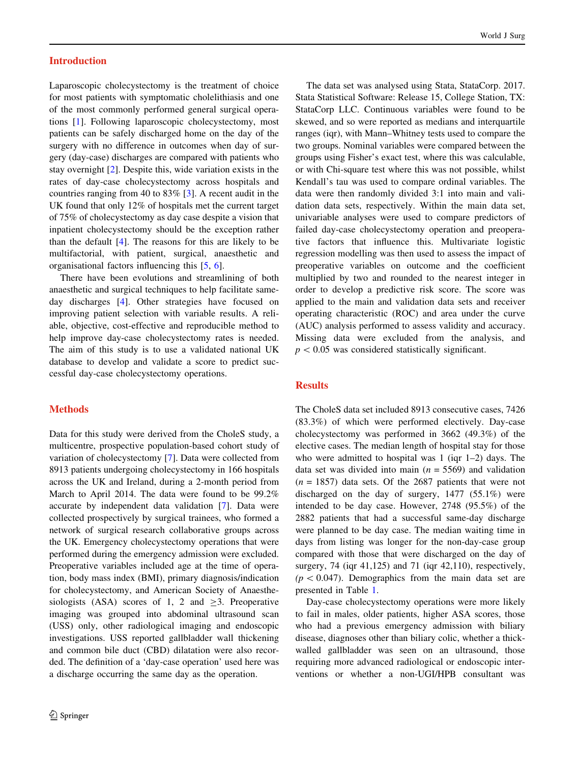## Introduction

Laparoscopic cholecystectomy is the treatment of choice for most patients with symptomatic cholelithiasis and one of the most commonly performed general surgical operations [1]. Following laparoscopic cholecystectomy, most patients can be safely discharged home on the day of the surgery with no difference in outcomes when day of surgery (day-case) discharges are compared with patients who stay overnight [2]. Despite this, wide variation exists in the rates of day-case cholecystectomy across hospitals and countries ranging from 40 to 83% [3]. A recent audit in the UK found that only 12% of hospitals met the current target of 75% of cholecystectomy as day case despite a vision that inpatient cholecystectomy should be the exception rather than the default [4]. The reasons for this are likely to be multifactorial, with patient, surgical, anaesthetic and organisational factors influencing this [5, 6].

There have been evolutions and streamlining of both anaesthetic and surgical techniques to help facilitate same-day discharges [4]. Other strategies have focused on improving patient selection with variable results. A reliable, objective, cost-effective and reproducible method to help improve day-case cholecystectomy rates is needed. The aim of this study is to use a validated national UK database to develop and validate a score to predict successful day-case cholecystectomy operations.

## Methods

Data for this study were derived from the CholeS study, a multicentre, prospective population-based cohort study of variation of cholecystectomy [7]. Data were collected from 8913 patients undergoing cholecystectomy in 166 hospitals across the UK and Ireland, during a 2-month period from March to April 2014. The data were found to be 99.2% accurate by independent data validation [7]. Data were collected prospectively by surgical trainees, who formed a network of surgical research collaborative groups across the UK. Emergency cholecystectomy operations that were performed during the emergency admission were excluded. Preoperative variables included age at the time of operation, body mass index (BMI), primary diagnosis/indication for cholecystectomy, and American Society of Anaesthesiologists (ASA) scores of 1, 2 and $\geq 3$. Preoperative imaging was grouped into abdominal ultrasound scan (USS) only, other radiological imaging and endoscopic investigations. USS reported gallbladder wall thickening and common bile duct (CBD) dilatation were also recorded. The definition of a 'day-case operation' used here was a discharge occurring the same day as the operation.

The data set was analysed using Stata, StataCorp. 2017. Stata Statistical Software: Release 15, College Station, TX: StataCorp LLC. Continuous variables were found to be skewed, and so were reported as medians and interquartile ranges (iqr), with Mann–Whitney tests used to compare the two groups. Nominal variables were compared between the groups using Fisher's exact test, where this was calculable, or with Chi-square test where this was not possible, whilst Kendall's tau was used to compare ordinal variables. The data were then randomly divided 3:1 into main and validation data sets, respectively. Within the main data set, univariable analyses were used to compare predictors of failed day-case cholecystectomy operation and preoperative factors that influence this. Multivariate logistic regression modelling was then used to assess the impact of preoperative variables on outcome and the coefficient multiplied by two and rounded to the nearest integer in order to develop a predictive risk score. The score was applied to the main and validation data sets and receiver operating characteristic (ROC) and area under the curve (AUC) analysis performed to assess validity and accuracy. Missing data were excluded from the analysis, and $p < 0.05$ was considered statistically significant.

## Results

The CholeS data set included 8913 consecutive cases, 7426 (83.3%) of which were performed electively. Day-case cholecystectomy was performed in 3662 (49.3%) of the elective cases. The median length of hospital stay for those who were admitted to hospital was 1 (iqr 1–2) days. The data set was divided into main ($n$ = 5569) and validation ($n$ = 1857) data sets. Of the 2687 patients that were not discharged on the day of surgery, 1477 (55.1%) were intended to be day case. However, 2748 (95.5%) of the 2882 patients that had a successful same-day discharge were planned to be day case. The median waiting time in days from listing was longer for the non-day-case group compared with those that were discharged on the day of surgery, 74 (iqr 41,125) and 71 (iqr 42,110), respectively, ($p < 0.047$). Demographics from the main data set are presented in Table 1.

Day-case cholecystectomy operations were more likely to fail in males, older patients, higher ASA scores, those who had a previous emergency admission with biliary disease, diagnoses other than biliary colic, whether a thick-walled gallbladder was seen on an ultrasound, those requiring more advanced radiological or endoscopic interventions or whether a non-UGI/HPB consultant was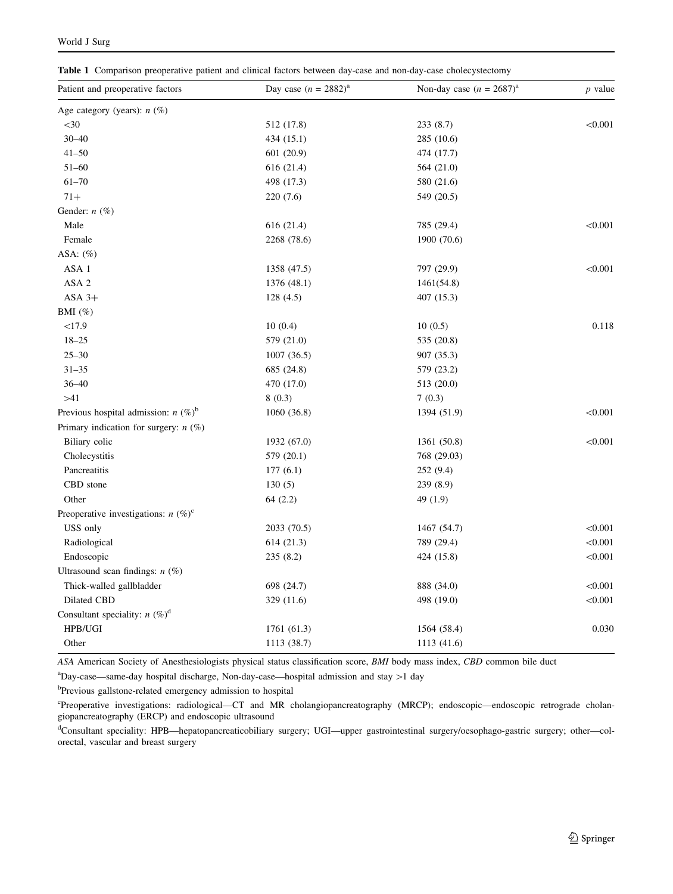**Table 1** Comparison preoperative patient and clinical factors between day-case and non-day-case cholecystectomy

| Patient and preoperative factors | Day case ($n = 2882$)[a] | Non-day case ($n = 2687$)[a] | $p$ value |
|---|---|---|---|
| Age category (years): $n$ (%) | | | |
| <30 | 512 (17.8) | 233 (8.7) | <0.001 |
| 30–40 | 434 (15.1) | 285 (10.6) | |
| 41–50 | 601 (20.9) | 474 (17.7) | |
| 51–60 | 616 (21.4) | 564 (21.0) | |
| 61–70 | 498 (17.3) | 580 (21.6) | |
| 71+ | 220 (7.6) | 549 (20.5) | |
| Gender: $n$ (%) | | | |
| Male | 616 (21.4) | 785 (29.4) | <0.001 |
| Female | 2268 (78.6) | 1900 (70.6) | |
| ASA: (%) | | | |
| ASA 1 | 1358 (47.5) | 797 (29.9) | <0.001 |
| ASA 2 | 1376 (48.1) | 1461(54.8) | |
| ASA 3+ | 128 (4.5) | 407 (15.3) | |
| BMI (%) | | | |
| <17.9 | 10 (0.4) | 10 (0.5) | 0.118 |
| 18–25 | 579 (21.0) | 535 (20.8) | |
| 25–30 | 1007 (36.5) | 907 (35.3) | |
| 31–35 | 685 (24.8) | 579 (23.2) | |
| 36–40 | 470 (17.0) | 513 (20.0) | |
| >41 | 8 (0.3) | 7 (0.3) | |
| Previous hospital admission: $n$ (%)[b] | 1060 (36.8) | 1394 (51.9) | <0.001 |
| Primary indication for surgery: $n$ (%) | | | |
| Biliary colic | 1932 (67.0) | 1361 (50.8) | <0.001 |
| Cholecystitis | 579 (20.1) | 768 (29.03) | |
| Pancreatitis | 177 (6.1) | 252 (9.4) | |
| CBD stone | 130 (5) | 239 (8.9) | |
| Other | 64 (2.2) | 49 (1.9) | |
| Preoperative investigations: $n$ (%)[c] | | | |
| USS only | 2033 (70.5) | 1467 (54.7) | <0.001 |
| Radiological | 614 (21.3) | 789 (29.4) | <0.001 |
| Endoscopic | 235 (8.2) | 424 (15.8) | <0.001 |
| Ultrasound scan findings: $n$ (%) | | | |
| Thick-walled gallbladder | 698 (24.7) | 888 (34.0) | <0.001 |
| Dilated CBD | 329 (11.6) | 498 (19.0) | <0.001 |
| Consultant speciality: $n$ (%)[d] | | | |
| HPB/UGI | 1761 (61.3) | 1564 (58.4) | 0.030 |
| Other | 1113 (38.7) | 1113 (41.6) | |

*ASA* American Society of Anesthesiologists physical status classification score, *BMI* body mass index, *CBD* common bile duct

[a] Day-case—same-day hospital discharge, Non-day-case—hospital admission and stay >1 day

[b] Previous gallstone-related emergency admission to hospital

[c] Preoperative investigations: radiological—CT and MR cholangiopancreatography (MRCP); endoscopic—endoscopic retrograde cholangiopancreatography (ERCP) and endoscopic ultrasound

[d] Consultant speciality: HPB—hepatopancreaticobiliary surgery; UGI—upper gastrointestinal surgery/oesophago-gastric surgery; other—colorectal, vascular and breast surgery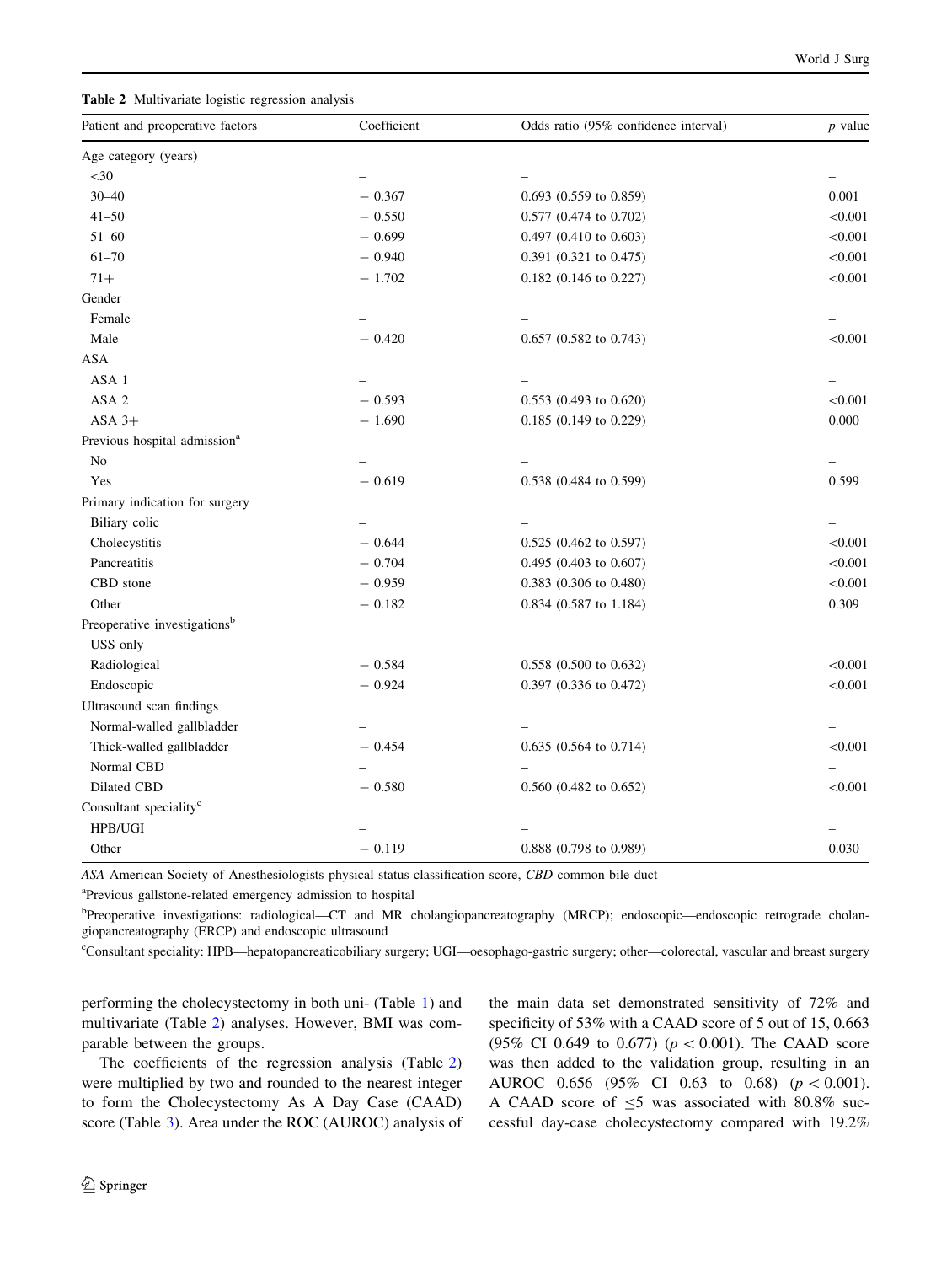**Table 2** Multivariate logistic regression analysis

| Patient and preoperative factors | Coefficient | Odds ratio (95% confidence interval) | *p* value |
|---|---|---|---|
| Age category (years) | | | |
| <30 | – | – | – |
| 30–40 | − 0.367 | 0.693 (0.559 to 0.859) | 0.001 |
| 41–50 | − 0.550 | 0.577 (0.474 to 0.702) | <0.001 |
| 51–60 | − 0.699 | 0.497 (0.410 to 0.603) | <0.001 |
| 61–70 | − 0.940 | 0.391 (0.321 to 0.475) | <0.001 |
| 71+ | − 1.702 | 0.182 (0.146 to 0.227) | <0.001 |
| Gender | | | |
| Female | – | – | – |
| Male | − 0.420 | 0.657 (0.582 to 0.743) | <0.001 |
| ASA | | | |
| ASA 1 | – | – | – |
| ASA 2 | − 0.593 | 0.553 (0.493 to 0.620) | <0.001 |
| ASA 3+ | − 1.690 | 0.185 (0.149 to 0.229) | 0.000 |
| Previous hospital admission[a] | | | |
| No | – | – | – |
| Yes | − 0.619 | 0.538 (0.484 to 0.599) | 0.599 |
| Primary indication for surgery | | | |
| Biliary colic | – | – | – |
| Cholecystitis | − 0.644 | 0.525 (0.462 to 0.597) | <0.001 |
| Pancreatitis | − 0.704 | 0.495 (0.403 to 0.607) | <0.001 |
| CBD stone | − 0.959 | 0.383 (0.306 to 0.480) | <0.001 |
| Other | − 0.182 | 0.834 (0.587 to 1.184) | 0.309 |
| Preoperative investigations[b] | | | |
| USS only | | | |
| Radiological | − 0.584 | 0.558 (0.500 to 0.632) | <0.001 |
| Endoscopic | − 0.924 | 0.397 (0.336 to 0.472) | <0.001 |
| Ultrasound scan findings | | | |
| Normal-walled gallbladder | – | – | – |
| Thick-walled gallbladder | − 0.454 | 0.635 (0.564 to 0.714) | <0.001 |
| Normal CBD | – | – | – |
| Dilated CBD | − 0.580 | 0.560 (0.482 to 0.652) | <0.001 |
| Consultant speciality[c] | | | |
| HPB/UGI | – | – | – |
| Other | − 0.119 | 0.888 (0.798 to 0.989) | 0.030 |

*ASA* American Society of Anesthesiologists physical status classification score, *CBD* common bile duct

[a]Previous gallstone-related emergency admission to hospital

[b]Preoperative investigations: radiological—CT and MR cholangiopancreatography (MRCP); endoscopic—endoscopic retrograde cholangiopancreatography (ERCP) and endoscopic ultrasound

[c]Consultant speciality: HPB—hepatopancreaticobiliary surgery; UGI—oesophago-gastric surgery; other—colorectal, vascular and breast surgery

performing the cholecystectomy in both uni- (Table 1) and multivariate (Table 2) analyses. However, BMI was comparable between the groups.

The coefficients of the regression analysis (Table 2) were multiplied by two and rounded to the nearest integer to form the Cholecystectomy As A Day Case (CAAD) score (Table 3). Area under the ROC (AUROC) analysis of the main data set demonstrated sensitivity of 72% and specificity of 53% with a CAAD score of 5 out of 15, 0.663 (95% CI 0.649 to 0.677) ($p < 0.001$). The CAAD score was then added to the validation group, resulting in an AUROC 0.656 (95% CI 0.63 to 0.68) ($p < 0.001$). A CAAD score of $\leq 5$ was associated with 80.8% successful day-case cholecystectomy compared with 19.2%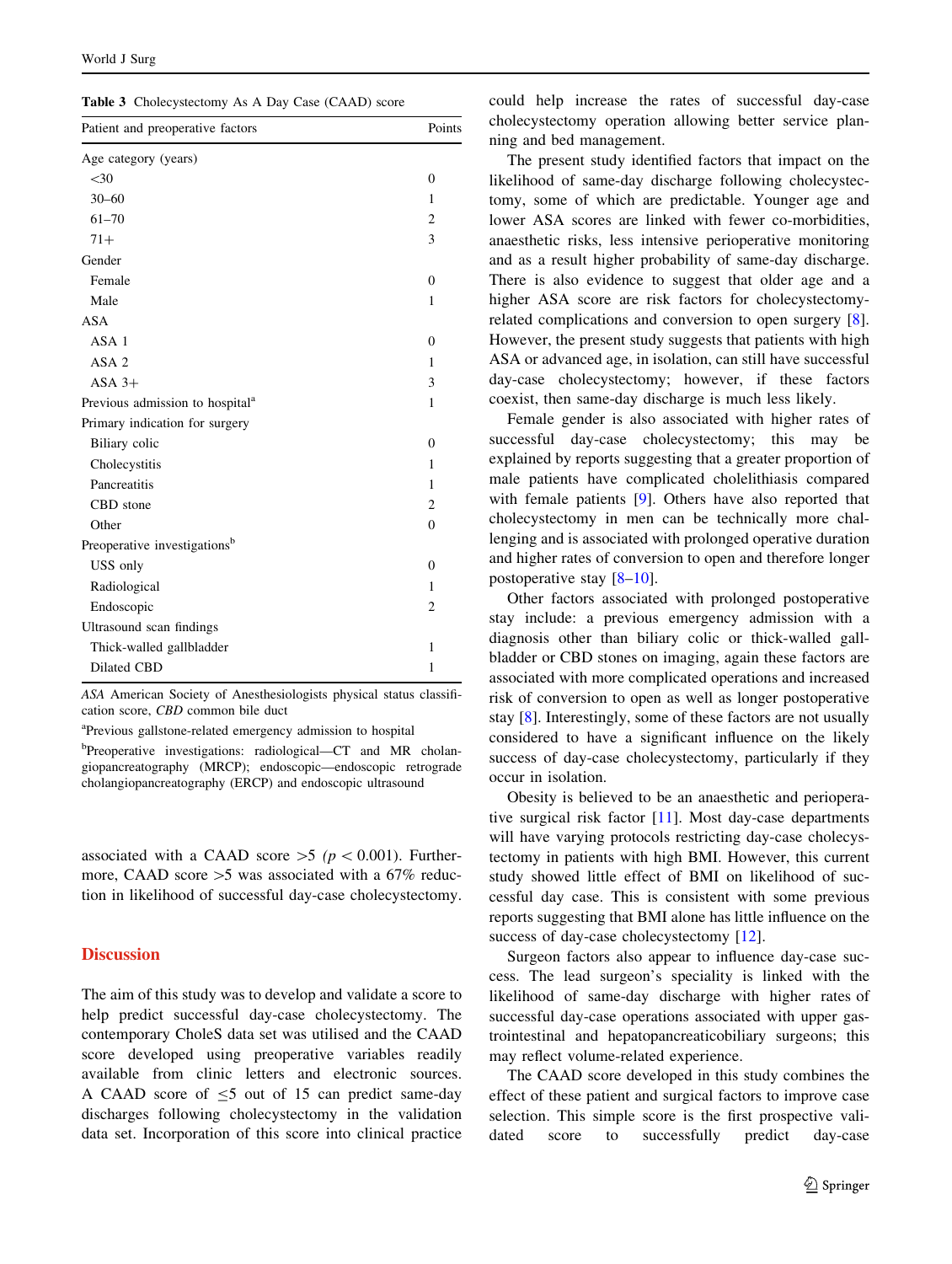**Table 3** Cholecystectomy As A Day Case (CAAD) score

| Patient and preoperative factors | Points |
|---|---|
| Age category (years) | |
| <30 | 0 |
| 30–60 | 1 |
| 61–70 | 2 |
| 71+ | 3 |
| Gender | |
| Female | 0 |
| Male | 1 |
| ASA | |
| ASA 1 | 0 |
| ASA 2 | 1 |
| ASA 3+ | 3 |
| Previous admission to hospital[a] | 1 |
| Primary indication for surgery | |
| Biliary colic | 0 |
| Cholecystitis | 1 |
| Pancreatitis | 1 |
| CBD stone | 2 |
| Other | 0 |
| Preoperative investigations[b] | |
| USS only | 0 |
| Radiological | 1 |
| Endoscopic | 2 |
| Ultrasound scan findings | |
| Thick-walled gallbladder | 1 |
| Dilated CBD | 1 |

*ASA* American Society of Anesthesiologists physical status classification score, *CBD* common bile duct

[a]Previous gallstone-related emergency admission to hospital

[b]Preoperative investigations: radiological—CT and MR cholangiopancreatography (MRCP); endoscopic—endoscopic retrograde cholangiopancreatography (ERCP) and endoscopic ultrasound

associated with a CAAD score >5 ($p < 0.001$). Furthermore, CAAD score >5 was associated with a 67% reduction in likelihood of successful day-case cholecystectomy.

## Discussion

The aim of this study was to develop and validate a score to help predict successful day-case cholecystectomy. The contemporary CholeS data set was utilised and the CAAD score developed using preoperative variables readily available from clinic letters and electronic sources. A CAAD score of ≤5 out of 15 can predict same-day discharges following cholecystectomy in the validation data set. Incorporation of this score into clinical practice could help increase the rates of successful day-case cholecystectomy operation allowing better service planning and bed management.

The present study identified factors that impact on the likelihood of same-day discharge following cholecystectomy, some of which are predictable. Younger age and lower ASA scores are linked with fewer co-morbidities, anaesthetic risks, less intensive perioperative monitoring and as a result higher probability of same-day discharge. There is also evidence to suggest that older age and a higher ASA score are risk factors for cholecystectomy-related complications and conversion to open surgery [8]. However, the present study suggests that patients with high ASA or advanced age, in isolation, can still have successful day-case cholecystectomy; however, if these factors coexist, then same-day discharge is much less likely.

Female gender is also associated with higher rates of successful day-case cholecystectomy; this may be explained by reports suggesting that a greater proportion of male patients have complicated cholelithiasis compared with female patients [9]. Others have also reported that cholecystectomy in men can be technically more challenging and is associated with prolonged operative duration and higher rates of conversion to open and therefore longer postoperative stay [8–10].

Other factors associated with prolonged postoperative stay include: a previous emergency admission with a diagnosis other than biliary colic or thick-walled gallbladder or CBD stones on imaging, again these factors are associated with more complicated operations and increased risk of conversion to open as well as longer postoperative stay [8]. Interestingly, some of these factors are not usually considered to have a significant influence on the likely success of day-case cholecystectomy, particularly if they occur in isolation.

Obesity is believed to be an anaesthetic and perioperative surgical risk factor [11]. Most day-case departments will have varying protocols restricting day-case cholecystectomy in patients with high BMI. However, this current study showed little effect of BMI on likelihood of successful day case. This is consistent with some previous reports suggesting that BMI alone has little influence on the success of day-case cholecystectomy [12].

Surgeon factors also appear to influence day-case success. The lead surgeon's speciality is linked with the likelihood of same-day discharge with higher rates of successful day-case operations associated with upper gastrointestinal and hepatopancreaticobiliary surgeons; this may reflect volume-related experience.

The CAAD score developed in this study combines the effect of these patient and surgical factors to improve case selection. This simple score is the first prospective validated score to successfully predict day-case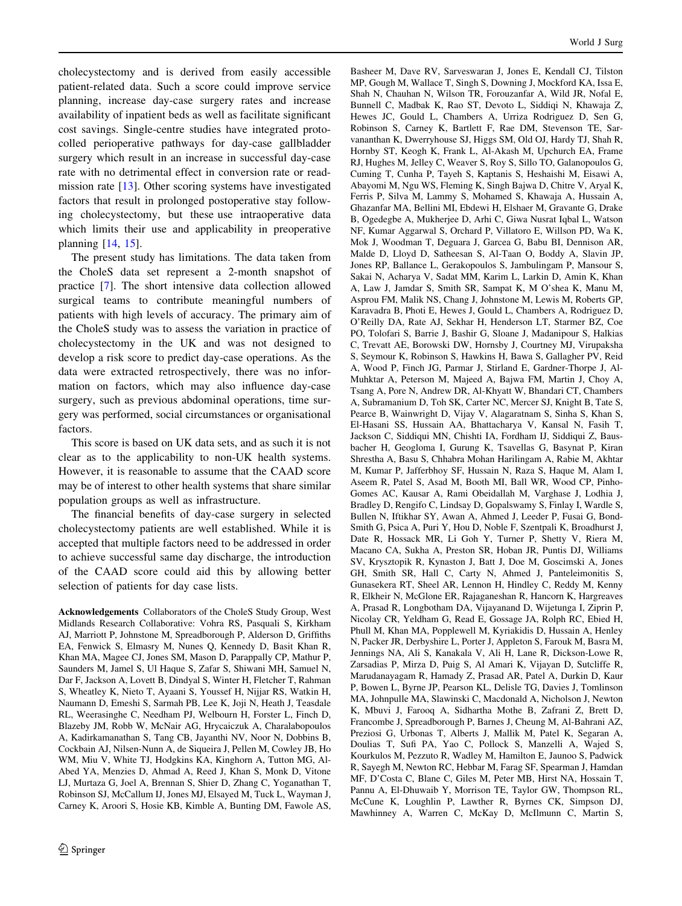cholecystectomy and is derived from easily accessible patient-related data. Such a score could improve service planning, increase day-case surgery rates and increase availability of inpatient beds as well as facilitate significant cost savings. Single-centre studies have integrated protocolled perioperative pathways for day-case gallbladder surgery which result in an increase in successful day-case rate with no detrimental effect in conversion rate or readmission rate [13]. Other scoring systems have investigated factors that result in prolonged postoperative stay following cholecystectomy, but these use intraoperative data which limits their use and applicability in preoperative planning [14, 15].

The present study has limitations. The data taken from the CholeS data set represent a 2-month snapshot of practice [7]. The short intensive data collection allowed surgical teams to contribute meaningful numbers of patients with high levels of accuracy. The primary aim of the CholeS study was to assess the variation in practice of cholecystectomy in the UK and was not designed to develop a risk score to predict day-case operations. As the data were extracted retrospectively, there was no information on factors, which may also influence day-case surgery, such as previous abdominal operations, time surgery was performed, social circumstances or organisational factors.

This score is based on UK data sets, and as such it is not clear as to the applicability to non-UK health systems. However, it is reasonable to assume that the CAAD score may be of interest to other health systems that share similar population groups as well as infrastructure.

The financial benefits of day-case surgery in selected cholecystectomy patients are well established. While it is accepted that multiple factors need to be addressed in order to achieve successful same day discharge, the introduction of the CAAD score could aid this by allowing better selection of patients for day case lists.

**Acknowledgements** Collaborators of the CholeS Study Group, West Midlands Research Collaborative: Vohra RS, Pasquali S, Kirkham AJ, Marriott P, Johnstone M, Spreadborough P, Alderson D, Griffiths EA, Fenwick S, Elmasry M, Nunes Q, Kennedy D, Basit Khan R, Khan MA, Magee CJ, Jones SM, Mason D, Parappally CP, Mathur P, Saunders M, Jamel S, Ul Haque S, Zafar S, Shiwani MH, Samuel N, Dar F, Jackson A, Lovett B, Dindyal S, Winter H, Fletcher T, Rahman S, Wheatley K, Nieto T, Ayaani S, Youssef H, Nijjar RS, Watkin H, Naumann D, Emeshi S, Sarmah PB, Lee K, Joji N, Heath J, Teasdale RL, Weerasinghe C, Needham PJ, Welbourn H, Forster L, Finch D, Blazeby JM, Robb W, McNair AG, Hrycaizuk A, Charalabopoulos A, Kadirkamanathan S, Tang CB, Jayanthi NV, Noor N, Dobbins B, Cockbain AJ, Nilsen-Nunn A, de Siqueira J, Pellen M, Cowley JB, Ho WM, Miu V, White TJ, Hodgkins KA, Kinghorn A, Tutton MG, Al-Abed YA, Menzies D, Ahmad A, Reed J, Khan S, Monk D, Vitone LJ, Murtaza G, Joel A, Brennan S, Shier D, Zhang C, Yoganathan T, Robinson SJ, McCallum IJ, Jones MJ, Elsayed M, Tuck L, Wayman J, Carney K, Aroori S, Hosie KB, Kimble A, Bunting DM, Fawole AS, Basheer M, Dave RV, Sarveswaran J, Jones E, Kendall CJ, Tilston MP, Gough M, Wallace T, Singh S, Downing J, Mockford KA, Issa E, Shah N, Chauhan N, Wilson TR, Forouzanfar A, Wild JR, Nofal E, Bunnell C, Madbak K, Rao ST, Devoto L, Siddiqi N, Khawaja Z, Hewes JC, Gould L, Chambers A, Urriza Rodriguez D, Sen G, Robinson S, Carney K, Bartlett F, Rae DM, Stevenson TE, Sarvananthan K, Dwerryhouse SJ, Higgs SM, Old OJ, Hardy TJ, Shah R, Hornby ST, Keogh K, Frank L, Al-Akash M, Upchurch EA, Frame RJ, Hughes M, Jelley C, Weaver S, Roy S, Sillo TO, Galanopoulos G, Cuming T, Cunha P, Tayeh S, Kaptanis S, Heshaishi M, Eisawi A, Abayomi M, Ngu WS, Fleming K, Singh Bajwa D, Chitre V, Aryal K, Ferris P, Silva M, Lammy S, Mohamed S, Khawaja A, Hussain A, Ghazanfar MA, Bellini MI, Ebdewi H, Elshaer M, Gravante G, Drake B, Ogedegbe A, Mukherjee D, Arhi C, Giwa Nusrat Iqbal L, Watson NF, Kumar Aggarwal S, Orchard P, Villatoro E, Willson PD, Wa K, Mok J, Woodman T, Deguara J, Garcea G, Babu BI, Dennison AR, Malde D, Lloyd D, Satheesan S, Al-Taan O, Boddy A, Slavin JP, Jones RP, Ballance L, Gerakopoulos S, Jambulingam P, Mansour S, Sakai N, Acharya V, Sadat MM, Karim L, Larkin D, Amin K, Khan A, Law J, Jamdar S, Smith SR, Sampat K, M O'shea K, Manu M, Asprou FM, Malik NS, Chang J, Johnstone M, Lewis M, Roberts GP, Karavadra B, Photi E, Hewes J, Gould L, Chambers A, Rodriguez D, O'Reilly DA, Rate AJ, Sekhar H, Henderson LT, Starmer BZ, Coe PO, Tolofari S, Barrie J, Bashir G, Sloane J, Madanipour S, Halkias C, Trevatt AE, Borowski DW, Hornsby J, Courtney MJ, Virupaksha S, Seymour K, Robinson S, Hawkins H, Bawa S, Gallagher PV, Reid A, Wood P, Finch JG, Parmar J, Stirland E, Gardner-Thorpe J, Al-Muhktar A, Peterson M, Majeed A, Bajwa FM, Martin J, Choy A, Tsang A, Pore N, Andrew DR, Al-Khyatt W, Bhandari CT, Chambers A, Subramanium D, Toh SK, Carter NC, Mercer SJ, Knight B, Tate S, Pearce B, Wainwright D, Vijay V, Alagaratnam S, Sinha S, Khan S, El-Hasani SS, Hussain AA, Bhattacharya V, Kansal N, Fasih T, Jackson C, Siddiqui MN, Chishti IA, Fordham IJ, Siddiqui Z, Bausbacher H, Geogloma I, Gurung K, Tsavellas G, Basynat P, Kiran Shrestha A, Basu S, Chhabra Mohan Harilingam A, Rabie M, Akhtar M, Kumar P, Jafferbhoy SF, Hussain N, Raza S, Haque M, Alam I, Aseem R, Patel S, Asad M, Booth MI, Ball WR, Wood CP, Pinho-Gomes AC, Kausar A, Rami Obeidallah M, Varghase J, Lodhia J, Bradley D, Rengifo C, Lindsay D, Gopalswamy S, Finlay I, Wardle S, Bullen N, Iftikhar SY, Awan A, Ahmed J, Leeder P, Fusai G, Bond-Smith G, Psica A, Puri Y, Hou D, Noble F, Szentpali K, Broadhurst J, Date R, Hossack MR, Li Goh Y, Turner P, Shetty V, Riera M, Macano CA, Sukha A, Preston SR, Hoban JR, Puntis DJ, Williams SV, Krysztopik R, Kynaston J, Batt J, Doe M, Goscimski A, Jones GH, Smith SR, Hall C, Carty N, Ahmed J, Panteleimonitis S, Gunasekera RT, Sheel AR, Lennon H, Hindley C, Reddy M, Kenny R, Elkheir N, McGlone ER, Rajaganeshan R, Hancorn K, Hargreaves A, Prasad R, Longbotham DA, Vijayanand D, Wijetunga I, Ziprin P, Nicolay CR, Yeldham G, Read E, Gossage JA, Rolph RC, Ebied H, Phull M, Khan MA, Popplewell M, Kyriakidis D, Hussain A, Henley N, Packer JR, Derbyshire L, Porter J, Appleton S, Farouk M, Basra M, Jennings NA, Ali S, Kanakala V, Ali H, Lane R, Dickson-Lowe R, Zarsadias P, Mirza D, Puig S, Al Amari K, Vijayan D, Sutcliffe R, Marudanayagam R, Hamady Z, Prasad AR, Patel A, Durkin D, Kaur P, Bowen L, Byrne JP, Pearson KL, Delisle TG, Davies J, Tomlinson MA, Johnpulle MA, Slawinski C, Macdonald A, Nicholson J, Newton K, Mbuvi J, Farooq A, Sidhartha Mothe B, Zafrani Z, Brett D, Francombe J, Spreadborough P, Barnes J, Cheung M, Al-Bahrani AZ, Preziosi G, Urbonas T, Alberts J, Mallik M, Patel K, Segaran A, Doulias T, Sufi PA, Yao C, Pollock S, Manzelli A, Wajed S, Kourkulos M, Pezzuto R, Wadley M, Hamilton E, Jaunoo S, Padwick R, Sayegh M, Newton RC, Hebbar M, Farag SF, Spearman J, Hamdan MF, D'Costa C, Blane C, Giles M, Peter MB, Hirst NA, Hossain T, Pannu A, El-Dhuwaib Y, Morrison TE, Taylor GW, Thompson RL, McCune K, Loughlin P, Lawther R, Byrnes CK, Simpson DJ, Mawhinney A, Warren C, McKay D, McIlmunn C, Martin S,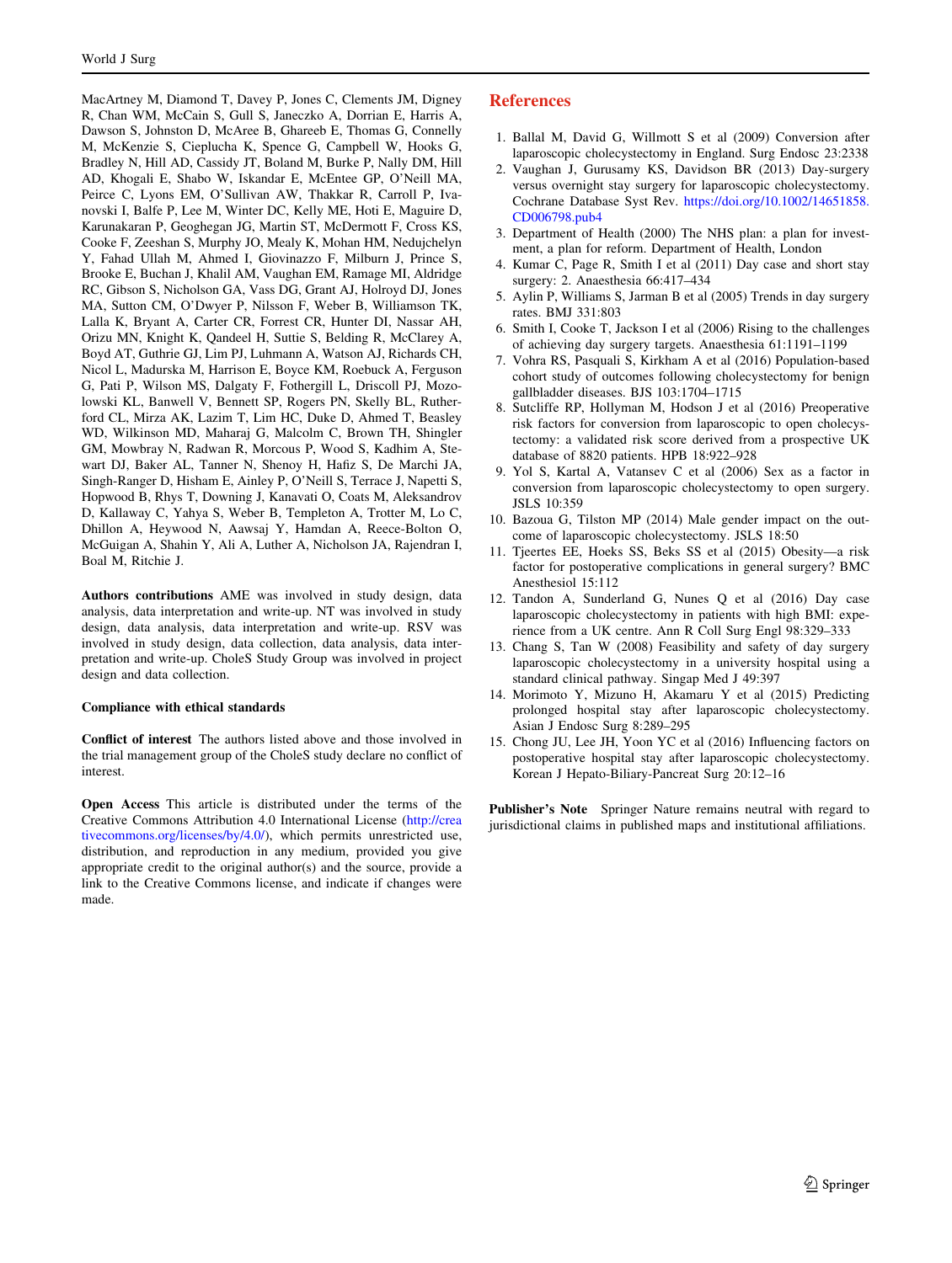MacArtney M, Diamond T, Davey P, Jones C, Clements JM, Digney R, Chan WM, McCain S, Gull S, Janeczko A, Dorrian E, Harris A, Dawson S, Johnston D, McAree B, Ghareeb E, Thomas G, Connelly M, McKenzie S, Cieplucha K, Spence G, Campbell W, Hooks G, Bradley N, Hill AD, Cassidy JT, Boland M, Burke P, Nally DM, Hill AD, Khogali E, Shabo W, Iskandar E, McEntee GP, O'Neill MA, Peirce C, Lyons EM, O'Sullivan AW, Thakkar R, Carroll P, Ivanovski I, Balfe P, Lee M, Winter DC, Kelly ME, Hoti E, Maguire D, Karunakaran P, Geoghegan JG, Martin ST, McDermott F, Cross KS, Cooke F, Zeeshan S, Murphy JO, Mealy K, Mohan HM, Nedujchelyn Y, Fahad Ullah M, Ahmed I, Giovinazzo F, Milburn J, Prince S, Brooke E, Buchan J, Khalil AM, Vaughan EM, Ramage MI, Aldridge RC, Gibson S, Nicholson GA, Vass DG, Grant AJ, Holroyd DJ, Jones MA, Sutton CM, O'Dwyer P, Nilsson F, Weber B, Williamson TK, Lalla K, Bryant A, Carter CR, Forrest CR, Hunter DI, Nassar AH, Orizu MN, Knight K, Qandeel H, Suttie S, Belding R, McClarey A, Boyd AT, Guthrie GJ, Lim PJ, Luhmann A, Watson AJ, Richards CH, Nicol L, Madurska M, Harrison E, Boyce KM, Roebuck A, Ferguson G, Pati P, Wilson MS, Dalgaty F, Fothergill L, Driscoll PJ, Mozolowski KL, Banwell V, Bennett SP, Rogers PN, Skelly BL, Rutherford CL, Mirza AK, Lazim T, Lim HC, Duke D, Ahmed T, Beasley WD, Wilkinson MD, Maharaj G, Malcolm C, Brown TH, Shingler GM, Mowbray N, Radwan R, Morcous P, Wood S, Kadhim A, Stewart DJ, Baker AL, Tanner N, Shenoy H, Hafiz S, De Marchi JA, Singh-Ranger D, Hisham E, Ainley P, O'Neill S, Terrace J, Napetti S, Hopwood B, Rhys T, Downing J, Kanavati O, Coats M, Aleksandrov D, Kallaway C, Yahya S, Weber B, Templeton A, Trotter M, Lo C, Dhillon A, Heywood N, Aawsaj Y, Hamdan A, Reece-Bolton O, McGuigan A, Shahin Y, Ali A, Luther A, Nicholson JA, Rajendran I, Boal M, Ritchie J.

**Authors contributions** AME was involved in study design, data analysis, data interpretation and write-up. NT was involved in study design, data analysis, data interpretation and write-up. RSV was involved in study design, data collection, data analysis, data interpretation and write-up. CholeS Study Group was involved in project design and data collection.

### Compliance with ethical standards

**Conflict of interest** The authors listed above and those involved in the trial management group of the CholeS study declare no conflict of interest.

**Open Access** This article is distributed under the terms of the Creative Commons Attribution 4.0 International License (http://creativecommons.org/licenses/by/4.0/), which permits unrestricted use, distribution, and reproduction in any medium, provided you give appropriate credit to the original author(s) and the source, provide a link to the Creative Commons license, and indicate if changes were made.

## References

1. Ballal M, David G, Willmott S et al (2009) Conversion after laparoscopic cholecystectomy in England. Surg Endosc 23:2338
2. Vaughan J, Gurusamy KS, Davidson BR (2013) Day-surgery versus overnight stay surgery for laparoscopic cholecystectomy. Cochrane Database Syst Rev. https://doi.org/10.1002/14651858.CD006798.pub4
3. Department of Health (2000) The NHS plan: a plan for investment, a plan for reform. Department of Health, London
4. Kumar C, Page R, Smith I et al (2011) Day case and short stay surgery: 2. Anaesthesia 66:417–434
5. Aylin P, Williams S, Jarman B et al (2005) Trends in day surgery rates. BMJ 331:803
6. Smith I, Cooke T, Jackson I et al (2006) Rising to the challenges of achieving day surgery targets. Anaesthesia 61:1191–1199
7. Vohra RS, Pasquali S, Kirkham A et al (2016) Population-based cohort study of outcomes following cholecystectomy for benign gallbladder diseases. BJS 103:1704–1715
8. Sutcliffe RP, Hollyman M, Hodson J et al (2016) Preoperative risk factors for conversion from laparoscopic to open cholecystectomy: a validated risk score derived from a prospective UK database of 8820 patients. HPB 18:922–928
9. Yol S, Kartal A, Vatansev C et al (2006) Sex as a factor in conversion from laparoscopic cholecystectomy to open surgery. JSLS 10:359
10. Bazoua G, Tilston MP (2014) Male gender impact on the outcome of laparoscopic cholecystectomy. JSLS 18:50
11. Tjeertes EE, Hoeks SS, Beks SS et al (2015) Obesity—a risk factor for postoperative complications in general surgery? BMC Anesthesiol 15:112
12. Tandon A, Sunderland G, Nunes Q et al (2016) Day case laparoscopic cholecystectomy in patients with high BMI: experience from a UK centre. Ann R Coll Surg Engl 98:329–333
13. Chang S, Tan W (2008) Feasibility and safety of day surgery laparoscopic cholecystectomy in a university hospital using a standard clinical pathway. Singap Med J 49:397
14. Morimoto Y, Mizuno H, Akamaru Y et al (2015) Predicting prolonged hospital stay after laparoscopic cholecystectomy. Asian J Endosc Surg 8:289–295
15. Chong JU, Lee JH, Yoon YC et al (2016) Influencing factors on postoperative hospital stay after laparoscopic cholecystectomy. Korean J Hepato-Biliary-Pancreat Surg 20:12–16

**Publisher's Note** Springer Nature remains neutral with regard to jurisdictional claims in published maps and institutional affiliations.